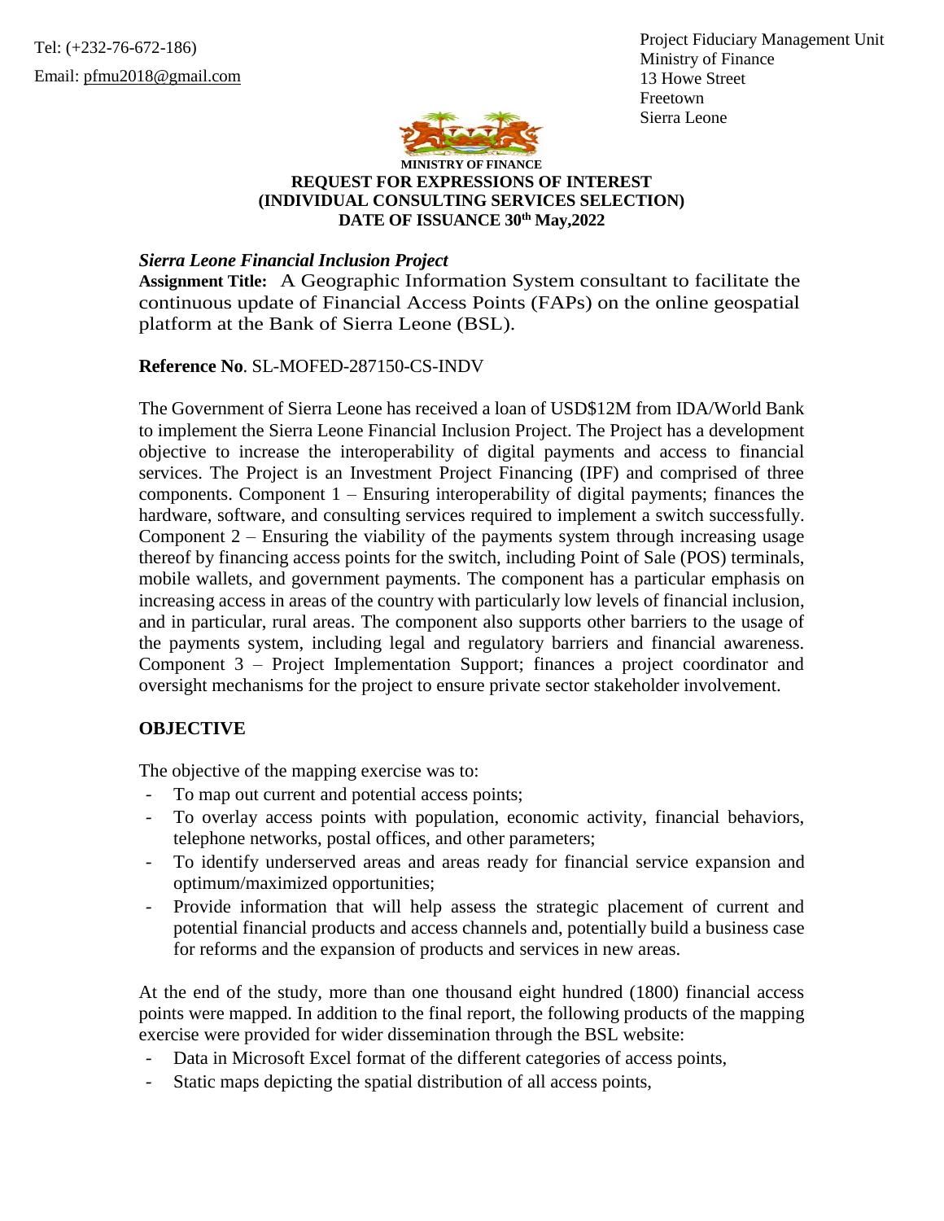Tel: (+232-76-672-186)
Email: pfmu2018@gmail.com

Project Fiduciary Management Unit
Ministry of Finance
13 Howe Street
Freetown
Sierra Leone

**MINISTRY OF FINANCE**

**REQUEST FOR EXPRESSIONS OF INTEREST**
**(INDIVIDUAL CONSULTING SERVICES SELECTION)**
**DATE OF ISSUANCE 30th May,2022**

***Sierra Leone Financial Inclusion Project***

**Assignment Title:** A Geographic Information System consultant to facilitate the continuous update of Financial Access Points (FAPs) on the online geospatial platform at the Bank of Sierra Leone (BSL).

**Reference No**. SL-MOFED-287150-CS-INDV

The Government of Sierra Leone has received a loan of USD$12M from IDA/World Bank to implement the Sierra Leone Financial Inclusion Project. The Project has a development objective to increase the interoperability of digital payments and access to financial services. The Project is an Investment Project Financing (IPF) and comprised of three components. Component 1 – Ensuring interoperability of digital payments; finances the hardware, software, and consulting services required to implement a switch successfully. Component 2 – Ensuring the viability of the payments system through increasing usage thereof by financing access points for the switch, including Point of Sale (POS) terminals, mobile wallets, and government payments. The component has a particular emphasis on increasing access in areas of the country with particularly low levels of financial inclusion, and in particular, rural areas. The component also supports other barriers to the usage of the payments system, including legal and regulatory barriers and financial awareness. Component 3 – Project Implementation Support; finances a project coordinator and oversight mechanisms for the project to ensure private sector stakeholder involvement.

## OBJECTIVE

The objective of the mapping exercise was to:

- To map out current and potential access points;
- To overlay access points with population, economic activity, financial behaviors, telephone networks, postal offices, and other parameters;
- To identify underserved areas and areas ready for financial service expansion and optimum/maximized opportunities;
- Provide information that will help assess the strategic placement of current and potential financial products and access channels and, potentially build a business case for reforms and the expansion of products and services in new areas.

At the end of the study, more than one thousand eight hundred (1800) financial access points were mapped. In addition to the final report, the following products of the mapping exercise were provided for wider dissemination through the BSL website:

- Data in Microsoft Excel format of the different categories of access points,
- Static maps depicting the spatial distribution of all access points,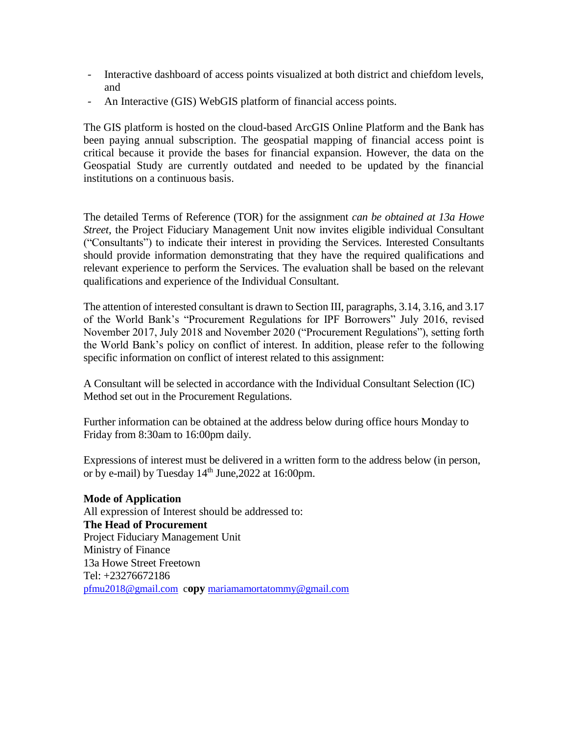- Interactive dashboard of access points visualized at both district and chiefdom levels, and
- An Interactive (GIS) WebGIS platform of financial access points.

The GIS platform is hosted on the cloud-based ArcGIS Online Platform and the Bank has been paying annual subscription. The geospatial mapping of financial access point is critical because it provide the bases for financial expansion. However, the data on the Geospatial Study are currently outdated and needed to be updated by the financial institutions on a continuous basis.

The detailed Terms of Reference (TOR) for the assignment *can be obtained at 13a Howe Street,* the Project Fiduciary Management Unit now invites eligible individual Consultant ("Consultants") to indicate their interest in providing the Services. Interested Consultants should provide information demonstrating that they have the required qualifications and relevant experience to perform the Services. The evaluation shall be based on the relevant qualifications and experience of the Individual Consultant.

The attention of interested consultant is drawn to Section III, paragraphs, 3.14, 3.16, and 3.17 of the World Bank's "Procurement Regulations for IPF Borrowers" July 2016, revised November 2017, July 2018 and November 2020 ("Procurement Regulations"), setting forth the World Bank's policy on conflict of interest. In addition, please refer to the following specific information on conflict of interest related to this assignment:

A Consultant will be selected in accordance with the Individual Consultant Selection (IC) Method set out in the Procurement Regulations.

Further information can be obtained at the address below during office hours Monday to Friday from 8:30am to 16:00pm daily.

Expressions of interest must be delivered in a written form to the address below (in person, or by e-mail) by Tuesday 14th June,2022 at 16:00pm.

**Mode of Application**

All expression of Interest should be addressed to:

**The Head of Procurement**
Project Fiduciary Management Unit
Ministry of Finance
13a Howe Street Freetown
Tel: +23276672186
pfmu2018@gmail.com c**opy** mariamamortatommy@gmail.com